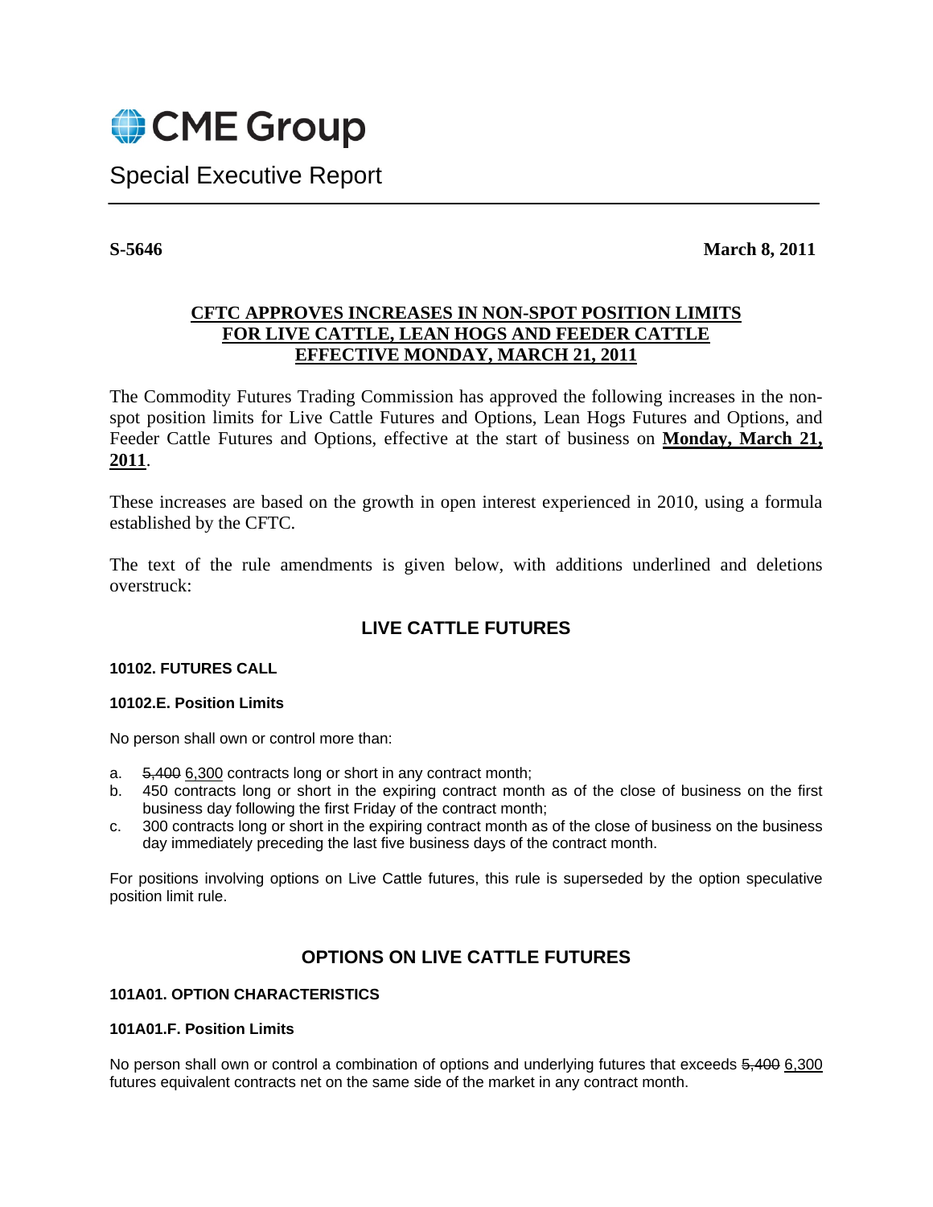CME Group

Special Executive Report

**S-5646** **March 8, 2011**

**<u>CFTC APPROVES INCREASES IN NON-SPOT POSITION LIMITS FOR LIVE CATTLE, LEAN HOGS AND FEEDER CATTLE EFFECTIVE MONDAY, MARCH 21, 2011</u>**

The Commodity Futures Trading Commission has approved the following increases in the non-spot position limits for Live Cattle Futures and Options, Lean Hogs Futures and Options, and Feeder Cattle Futures and Options, effective at the start of business on **<u>Monday, March 21, 2011</u>**.

These increases are based on the growth in open interest experienced in 2010, using a formula established by the CFTC.

The text of the rule amendments is given below, with additions underlined and deletions overstruck:

## LIVE CATTLE FUTURES

**10102. FUTURES CALL**

**10102.E. Position Limits**

No person shall own or control more than:

a. ~~5,400~~ <u>6,300</u> contracts long or short in any contract month;
b. 450 contracts long or short in the expiring contract month as of the close of business on the first business day following the first Friday of the contract month;
c. 300 contracts long or short in the expiring contract month as of the close of business on the business day immediately preceding the last five business days of the contract month.

For positions involving options on Live Cattle futures, this rule is superseded by the option speculative position limit rule.

## OPTIONS ON LIVE CATTLE FUTURES

**101A01. OPTION CHARACTERISTICS**

**101A01.F. Position Limits**

No person shall own or control a combination of options and underlying futures that exceeds ~~5,400~~ <u>6,300</u> futures equivalent contracts net on the same side of the market in any contract month.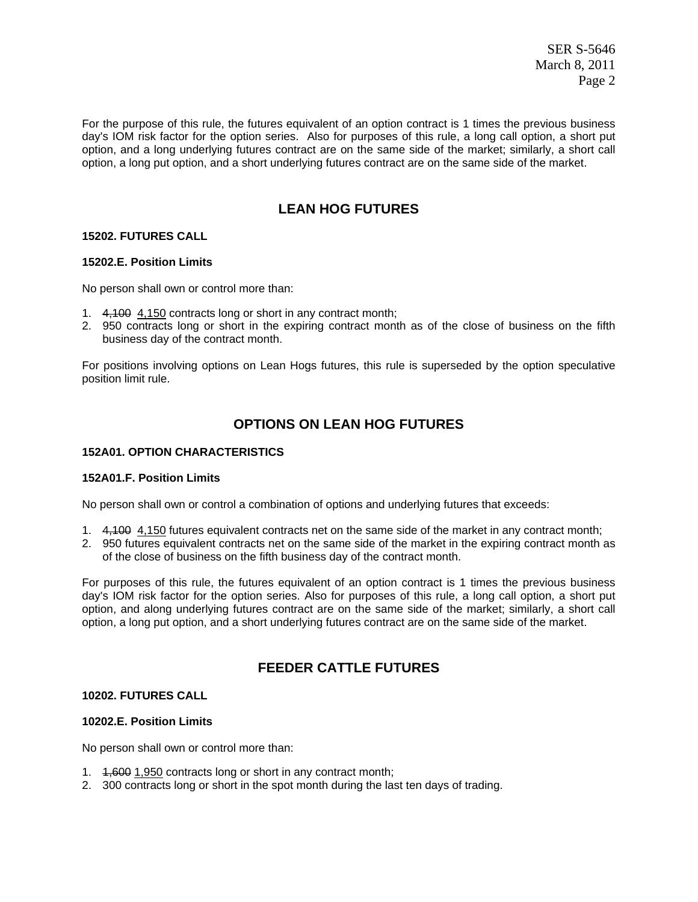For the purpose of this rule, the futures equivalent of an option contract is 1 times the previous business day's IOM risk factor for the option series. Also for purposes of this rule, a long call option, a short put option, and a long underlying futures contract are on the same side of the market; similarly, a short call option, a long put option, and a short underlying futures contract are on the same side of the market.

## LEAN HOG FUTURES

**15202. FUTURES CALL**

**15202.E. Position Limits**

No person shall own or control more than:

1. ~~4,100~~ <u>4,150</u> contracts long or short in any contract month;
2. 950 contracts long or short in the expiring contract month as of the close of business on the fifth business day of the contract month.

For positions involving options on Lean Hogs futures, this rule is superseded by the option speculative position limit rule.

## OPTIONS ON LEAN HOG FUTURES

**152A01. OPTION CHARACTERISTICS**

**152A01.F. Position Limits**

No person shall own or control a combination of options and underlying futures that exceeds:

1. ~~4,100~~ <u>4,150</u> futures equivalent contracts net on the same side of the market in any contract month;
2. 950 futures equivalent contracts net on the same side of the market in the expiring contract month as of the close of business on the fifth business day of the contract month.

For purposes of this rule, the futures equivalent of an option contract is 1 times the previous business day's IOM risk factor for the option series. Also for purposes of this rule, a long call option, a short put option, and along underlying futures contract are on the same side of the market; similarly, a short call option, a long put option, and a short underlying futures contract are on the same side of the market.

## FEEDER CATTLE FUTURES

**10202. FUTURES CALL**

**10202.E. Position Limits**

No person shall own or control more than:

1. ~~1,600~~ <u>1,950</u> contracts long or short in any contract month;
2. 300 contracts long or short in the spot month during the last ten days of trading.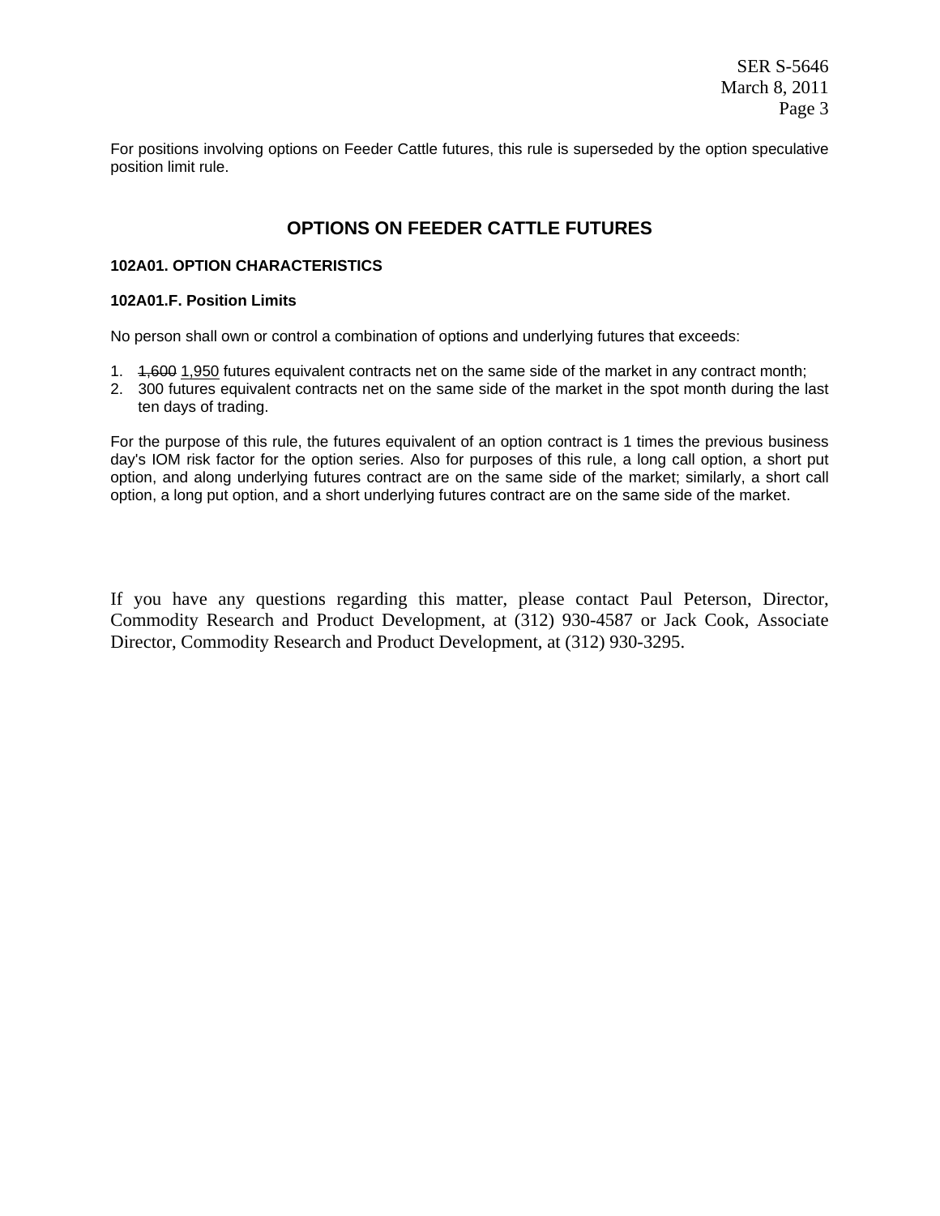For positions involving options on Feeder Cattle futures, this rule is superseded by the option speculative position limit rule.

## OPTIONS ON FEEDER CATTLE FUTURES

**102A01. OPTION CHARACTERISTICS**

**102A01.F. Position Limits**

No person shall own or control a combination of options and underlying futures that exceeds:

1. ~~1,600~~ <u>1,950</u> futures equivalent contracts net on the same side of the market in any contract month;
2. 300 futures equivalent contracts net on the same side of the market in the spot month during the last ten days of trading.

For the purpose of this rule, the futures equivalent of an option contract is 1 times the previous business day's IOM risk factor for the option series. Also for purposes of this rule, a long call option, a short put option, and along underlying futures contract are on the same side of the market; similarly, a short call option, a long put option, and a short underlying futures contract are on the same side of the market.

If you have any questions regarding this matter, please contact Paul Peterson, Director, Commodity Research and Product Development, at (312) 930-4587 or Jack Cook, Associate Director, Commodity Research and Product Development, at (312) 930-3295.